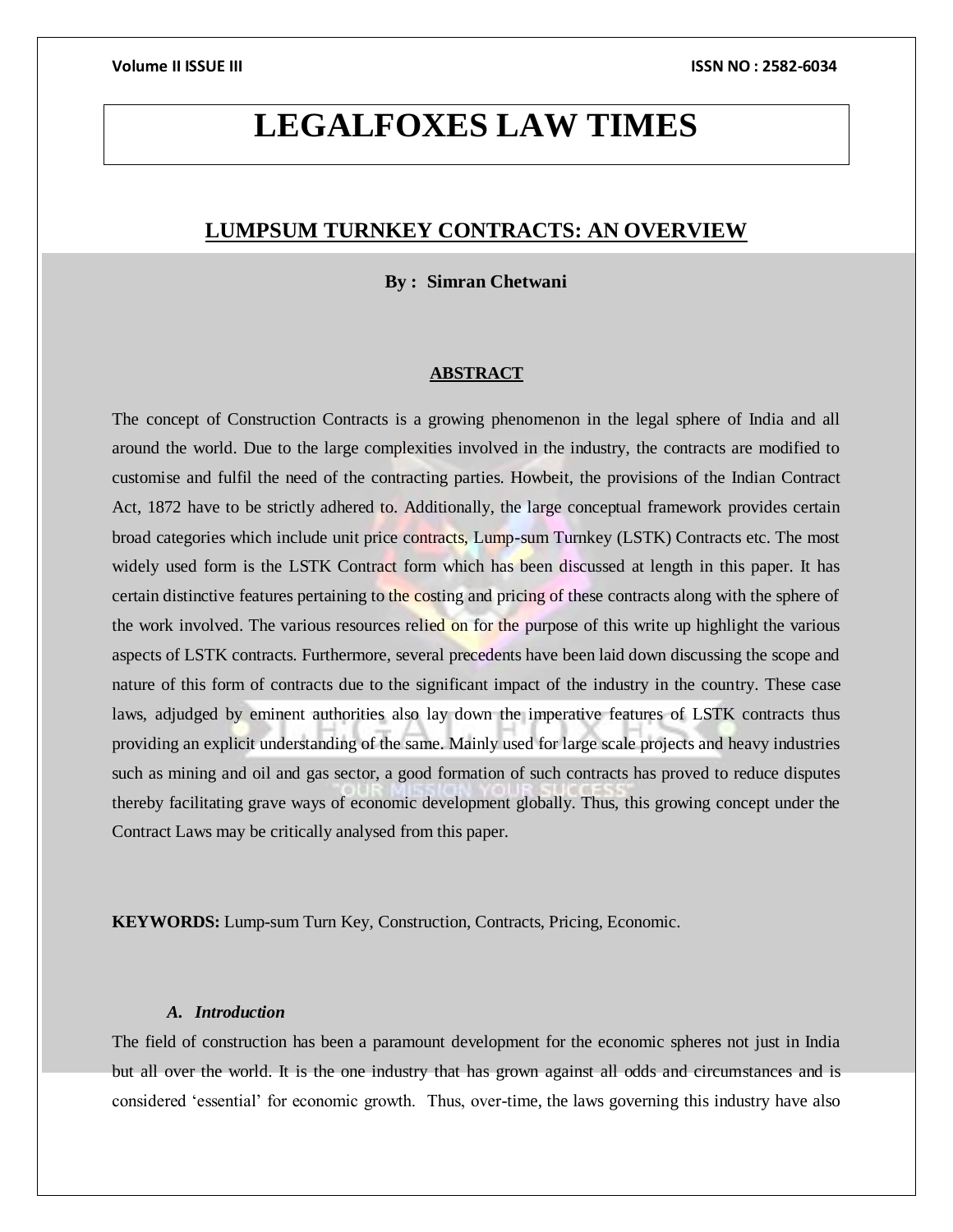# LEGALFOXES LAW TIMES

## LUMPSUM TURNKEY CONTRACTS: AN OVERVIEW

**By : Simran Chetwani**

### ABSTRACT

The concept of Construction Contracts is a growing phenomenon in the legal sphere of India and all around the world. Due to the large complexities involved in the industry, the contracts are modified to customise and fulfil the need of the contracting parties. Howbeit, the provisions of the Indian Contract Act, 1872 have to be strictly adhered to. Additionally, the large conceptual framework provides certain broad categories which include unit price contracts, Lump-sum Turnkey (LSTK) Contracts etc. The most widely used form is the LSTK Contract form which has been discussed at length in this paper. It has certain distinctive features pertaining to the costing and pricing of these contracts along with the sphere of the work involved. The various resources relied on for the purpose of this write up highlight the various aspects of LSTK contracts. Furthermore, several precedents have been laid down discussing the scope and nature of this form of contracts due to the significant impact of the industry in the country. These case laws, adjudged by eminent authorities also lay down the imperative features of LSTK contracts thus providing an explicit understanding of the same. Mainly used for large scale projects and heavy industries such as mining and oil and gas sector, a good formation of such contracts has proved to reduce disputes thereby facilitating grave ways of economic development globally. Thus, this growing concept under the Contract Laws may be critically analysed from this paper.

**KEYWORDS:** Lump-sum Turn Key, Construction, Contracts, Pricing, Economic.

### *A. Introduction*

The field of construction has been a paramount development for the economic spheres not just in India but all over the world. It is the one industry that has grown against all odds and circumstances and is considered 'essential' for economic growth. Thus, over-time, the laws governing this industry have also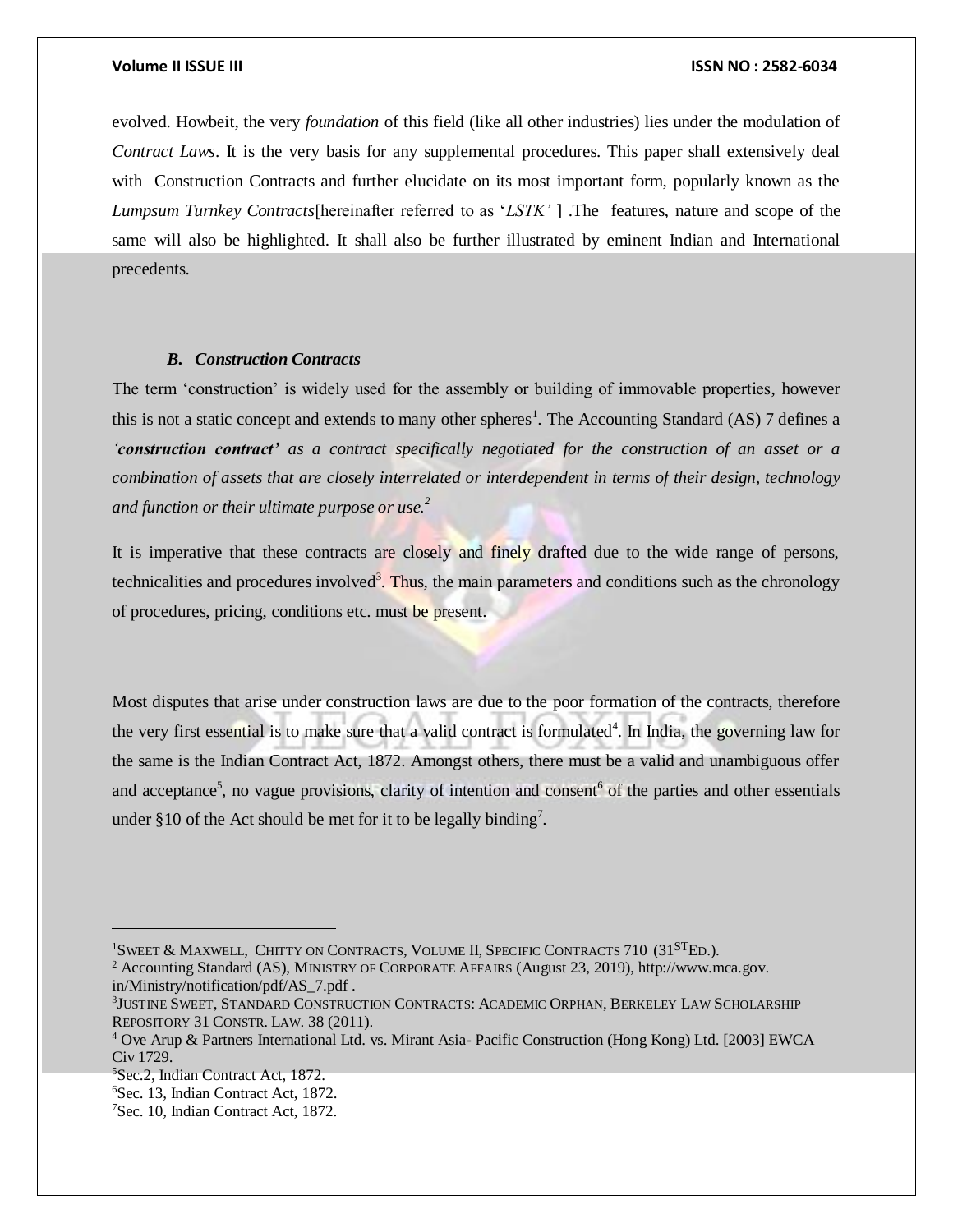evolved. Howbeit, the very *foundation* of this field (like all other industries) lies under the modulation of *Contract Laws*. It is the very basis for any supplemental procedures. This paper shall extensively deal with Construction Contracts and further elucidate on its most important form, popularly known as the *Lumpsum Turnkey Contracts*[hereinafter referred to as '*LSTK'* ] .The features, nature and scope of the same will also be highlighted. It shall also be further illustrated by eminent Indian and International precedents.

### *B. Construction Contracts*

The term 'construction' is widely used for the assembly or building of immovable properties, however this is not a static concept and extends to many other spheres[1]. The Accounting Standard (AS) 7 defines a *'**construction contract'** as a contract specifically negotiated for the construction of an asset or a combination of assets that are closely interrelated or interdependent in terms of their design, technology and function or their ultimate purpose or use.*[2]

It is imperative that these contracts are closely and finely drafted due to the wide range of persons, technicalities and procedures involved[3]. Thus, the main parameters and conditions such as the chronology of procedures, pricing, conditions etc. must be present.

Most disputes that arise under construction laws are due to the poor formation of the contracts, therefore the very first essential is to make sure that a valid contract is formulated[4]. In India, the governing law for the same is the Indian Contract Act, 1872. Amongst others, there must be a valid and unambiguous offer and acceptance[5], no vague provisions, clarity of intention and consent[6] of the parties and other essentials under §10 of the Act should be met for it to be legally binding[7].

---

[1] SWEET & MAXWELL, CHITTY ON CONTRACTS, VOLUME II, SPECIFIC CONTRACTS 710 (31ST ED.).

[2] Accounting Standard (AS), MINISTRY OF CORPORATE AFFAIRS (August 23, 2019), http://www.mca.gov.in/Ministry/notification/pdf/AS_7.pdf .

[3] JUSTINE SWEET, STANDARD CONSTRUCTION CONTRACTS: ACADEMIC ORPHAN, BERKELEY LAW SCHOLARSHIP REPOSITORY 31 CONSTR. LAW. 38 (2011).

[4] Ove Arup & Partners International Ltd. vs. Mirant Asia- Pacific Construction (Hong Kong) Ltd. [2003] EWCA Civ 1729.

[5] Sec.2, Indian Contract Act, 1872.

[6] Sec. 13, Indian Contract Act, 1872.

[7] Sec. 10, Indian Contract Act, 1872.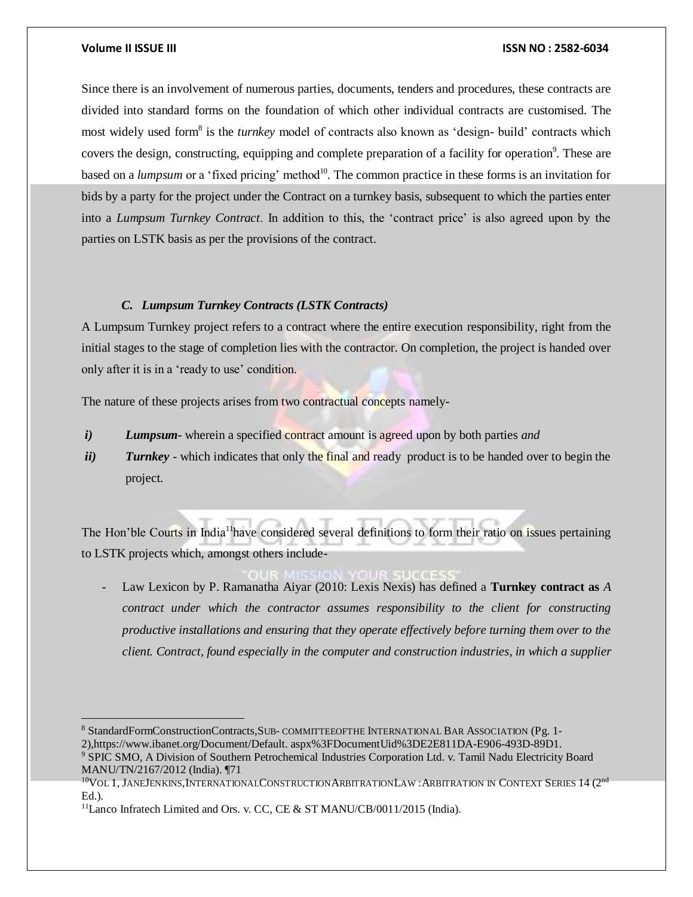Since there is an involvement of numerous parties, documents, tenders and procedures, these contracts are divided into standard forms on the foundation of which other individual contracts are customised. The most widely used form[8] is the *turnkey* model of contracts also known as 'design- build' contracts which covers the design, constructing, equipping and complete preparation of a facility for operation[9]. These are based on a *lumpsum* or a 'fixed pricing' method[10]. The common practice in these forms is an invitation for bids by a party for the project under the Contract on a turnkey basis, subsequent to which the parties enter into a *Lumpsum Turnkey Contract*. In addition to this, the 'contract price' is also agreed upon by the parties on LSTK basis as per the provisions of the contract.

### *C. Lumpsum Turnkey Contracts (LSTK Contracts)*

A Lumpsum Turnkey project refers to a contract where the entire execution responsibility, right from the initial stages to the stage of completion lies with the contractor. On completion, the project is handed over only after it is in a 'ready to use' condition.

The nature of these projects arises from two contractual concepts namely-

- ***i)*** ***Lumpsum***- wherein a specified contract amount is agreed upon by both parties *and*
- ***ii)*** ***Turnkey*** - which indicates that only the final and ready product is to be handed over to begin the project.

The Hon'ble Courts in India[11] have considered several definitions to form their ratio on issues pertaining to LSTK projects which, amongst others include-

- Law Lexicon by P. Ramanatha Aiyar (2010: Lexis Nexis) has defined a **Turnkey contract as** *A contract under which the contractor assumes responsibility to the client for constructing productive installations and ensuring that they operate effectively before turning them over to the client. Contract, found especially in the computer and construction industries, in which a supplier*

---

[8] StandardFormConstructionContracts,SUB- COMMITTEEOFTHE INTERNATIONAL BAR ASSOCIATION (Pg. 1-2),https://www.ibanet.org/Document/Default. aspx%3FDocumentUid%3DE2E811DA-E906-493D-89D1.

[9] SPIC SMO, A Division of Southern Petrochemical Industries Corporation Ltd. v. Tamil Nadu Electricity Board MANU/TN/2167/2012 (India). ¶71

[10] VOL 1, JANEJENKINS,INTERNATIONALCONSTRUCTIONARBITRATIONLAW :ARBITRATION IN CONTEXT SERIES 14 (2nd Ed.).

[11] Lanco Infratech Limited and Ors. v. CC, CE & ST MANU/CB/0011/2015 (India).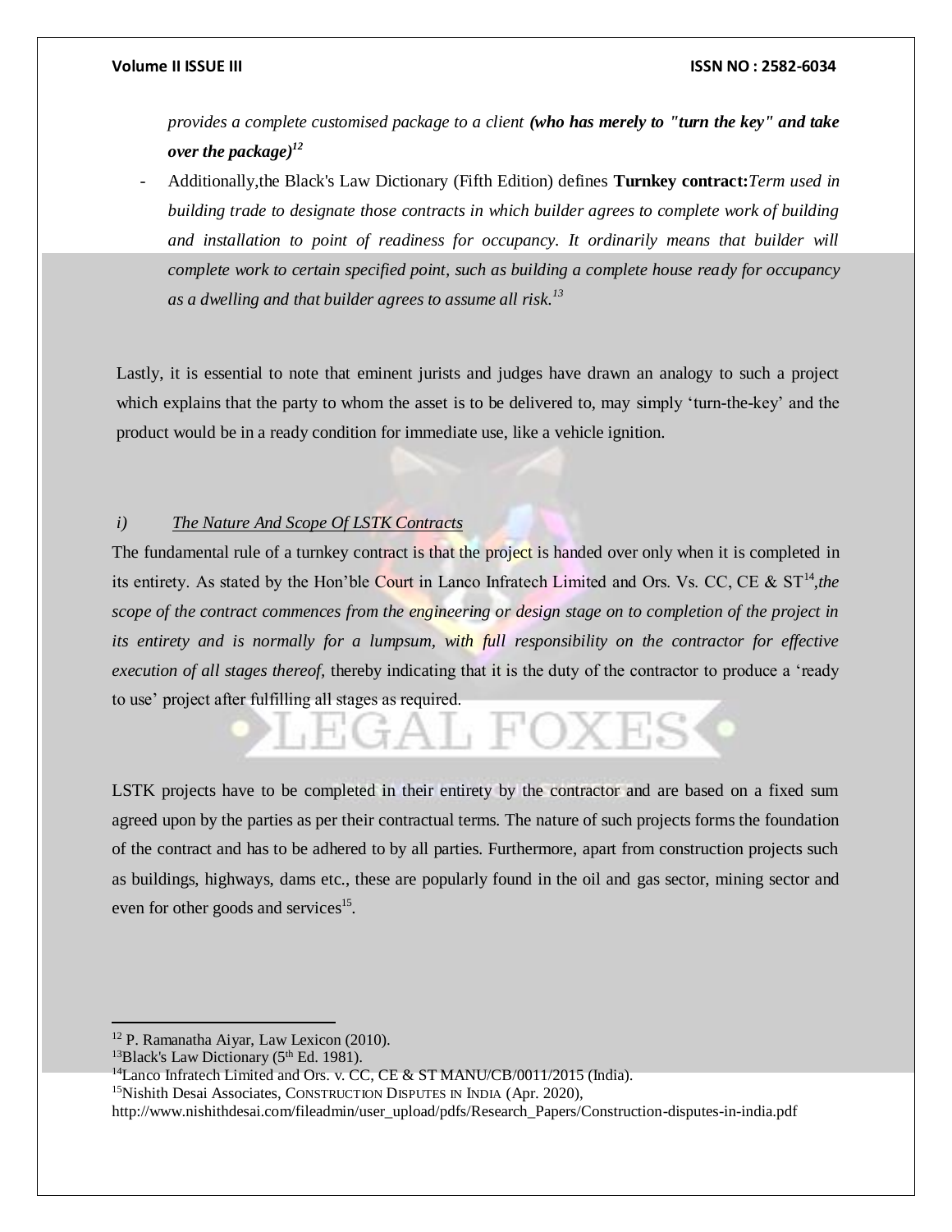*provides a complete customised package to a client* ***(who has merely to "turn the key" and take over the package)***[12]

- Additionally,the Black's Law Dictionary (Fifth Edition) defines **Turnkey contract:***Term used in building trade to designate those contracts in which builder agrees to complete work of building and installation to point of readiness for occupancy. It ordinarily means that builder will complete work to certain specified point, such as building a complete house ready for occupancy as a dwelling and that builder agrees to assume all risk.*[13]

Lastly, it is essential to note that eminent jurists and judges have drawn an analogy to such a project which explains that the party to whom the asset is to be delivered to, may simply 'turn-the-key' and the product would be in a ready condition for immediate use, like a vehicle ignition.

*i) The Nature And Scope Of LSTK Contracts*

The fundamental rule of a turnkey contract is that the project is handed over only when it is completed in its entirety. As stated by the Hon'ble Court in Lanco Infratech Limited and Ors. Vs. CC, CE & ST[14],*the scope of the contract commences from the engineering or design stage on to completion of the project in its entirety and is normally for a lumpsum, with full responsibility on the contractor for effective execution of all stages thereof,* thereby indicating that it is the duty of the contractor to produce a 'ready to use' project after fulfilling all stages as required.

LSTK projects have to be completed in their entirety by the contractor and are based on a fixed sum agreed upon by the parties as per their contractual terms. The nature of such projects forms the foundation of the contract and has to be adhered to by all parties. Furthermore, apart from construction projects such as buildings, highways, dams etc., these are popularly found in the oil and gas sector, mining sector and even for other goods and services[15].

---

[12] P. Ramanatha Aiyar, Law Lexicon (2010).

[13] Black's Law Dictionary (5th Ed. 1981).

[14] Lanco Infratech Limited and Ors. v. CC, CE & ST MANU/CB/0011/2015 (India).

[15] Nishith Desai Associates, CONSTRUCTION DISPUTES IN INDIA (Apr. 2020), http://www.nishithdesai.com/fileadmin/user_upload/pdfs/Research_Papers/Construction-disputes-in-india.pdf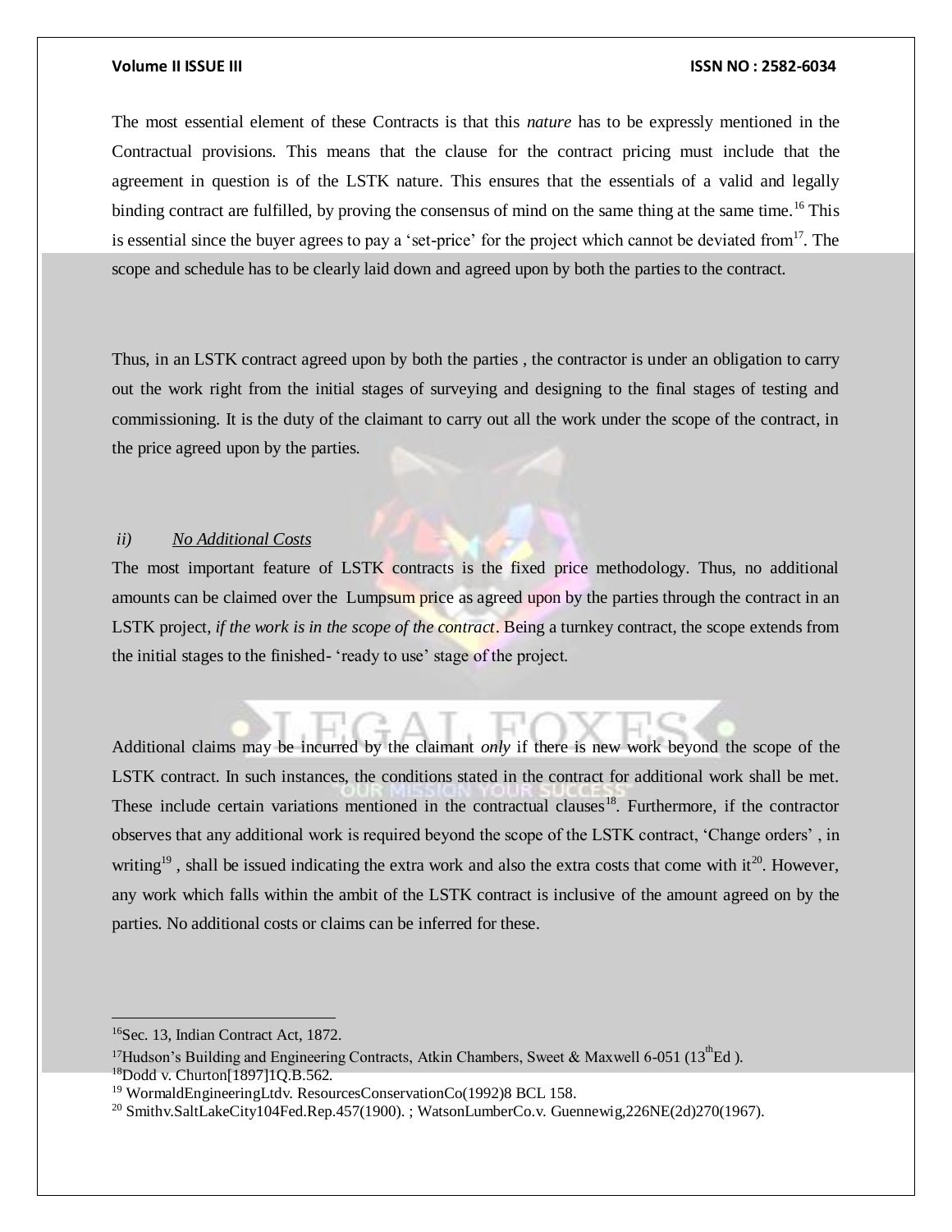The most essential element of these Contracts is that this *nature* has to be expressly mentioned in the Contractual provisions. This means that the clause for the contract pricing must include that the agreement in question is of the LSTK nature. This ensures that the essentials of a valid and legally binding contract are fulfilled, by proving the consensus of mind on the same thing at the same time.[16] This is essential since the buyer agrees to pay a 'set-price' for the project which cannot be deviated from[17]. The scope and schedule has to be clearly laid down and agreed upon by both the parties to the contract.

Thus, in an LSTK contract agreed upon by both the parties , the contractor is under an obligation to carry out the work right from the initial stages of surveying and designing to the final stages of testing and commissioning. It is the duty of the claimant to carry out all the work under the scope of the contract, in the price agreed upon by the parties.

*ii)* *No Additional Costs*

The most important feature of LSTK contracts is the fixed price methodology. Thus, no additional amounts can be claimed over the Lumpsum price as agreed upon by the parties through the contract in an LSTK project, *if the work is in the scope of the contract*. Being a turnkey contract, the scope extends from the initial stages to the finished- 'ready to use' stage of the project.

Additional claims may be incurred by the claimant *only* if there is new work beyond the scope of the LSTK contract. In such instances, the conditions stated in the contract for additional work shall be met. These include certain variations mentioned in the contractual clauses[18]. Furthermore, if the contractor observes that any additional work is required beyond the scope of the LSTK contract, 'Change orders' , in writing[19] , shall be issued indicating the extra work and also the extra costs that come with it[20]. However, any work which falls within the ambit of the LSTK contract is inclusive of the amount agreed on by the parties. No additional costs or claims can be inferred for these.

---

[16] Sec. 13, Indian Contract Act, 1872.

[17] Hudson's Building and Engineering Contracts, Atkin Chambers, Sweet & Maxwell 6-051 (13th Ed ).

[18] Dodd v. Churton[1897]1Q.B.562.

[19] WormaldEngineeringLtdv. ResourcesConservationCo(1992)8 BCL 158.

[20] Smithv.SaltLakeCity104Fed.Rep.457(1900). ; WatsonLumberCo.v. Guennewig,226NE(2d)270(1967).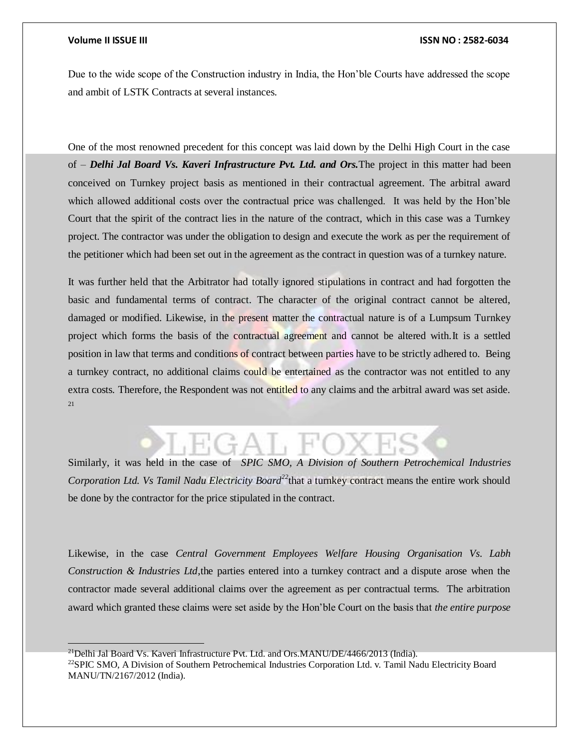Due to the wide scope of the Construction industry in India, the Hon'ble Courts have addressed the scope and ambit of LSTK Contracts at several instances.

One of the most renowned precedent for this concept was laid down by the Delhi High Court in the case of – ***Delhi Jal Board Vs. Kaveri Infrastructure Pvt. Ltd. and Ors.***The project in this matter had been conceived on Turnkey project basis as mentioned in their contractual agreement. The arbitral award which allowed additional costs over the contractual price was challenged. It was held by the Hon'ble Court that the spirit of the contract lies in the nature of the contract, which in this case was a Turnkey project. The contractor was under the obligation to design and execute the work as per the requirement of the petitioner which had been set out in the agreement as the contract in question was of a turnkey nature.

It was further held that the Arbitrator had totally ignored stipulations in contract and had forgotten the basic and fundamental terms of contract. The character of the original contract cannot be altered, damaged or modified. Likewise, in the present matter the contractual nature is of a Lumpsum Turnkey project which forms the basis of the contractual agreement and cannot be altered with.It is a settled position in law that terms and conditions of contract between parties have to be strictly adhered to. Being a turnkey contract, no additional claims could be entertained as the contractor was not entitled to any extra costs. Therefore, the Respondent was not entitled to any claims and the arbitral award was set aside. [21]

Similarly, it was held in the case of *SPIC SMO, A Division of Southern Petrochemical Industries Corporation Ltd. Vs Tamil Nadu Electricity Board*[22] that a turnkey contract means the entire work should be done by the contractor for the price stipulated in the contract.

Likewise, in the case *Central Government Employees Welfare Housing Organisation Vs. Labh Construction & Industries Ltd*,the parties entered into a turnkey contract and a dispute arose when the contractor made several additional claims over the agreement as per contractual terms. The arbitration award which granted these claims were set aside by the Hon'ble Court on the basis that *the entire purpose*

---

[21]Delhi Jal Board Vs. Kaveri Infrastructure Pvt. Ltd. and Ors.MANU/DE/4466/2013 (India).

[22]SPIC SMO, A Division of Southern Petrochemical Industries Corporation Ltd. v. Tamil Nadu Electricity Board MANU/TN/2167/2012 (India).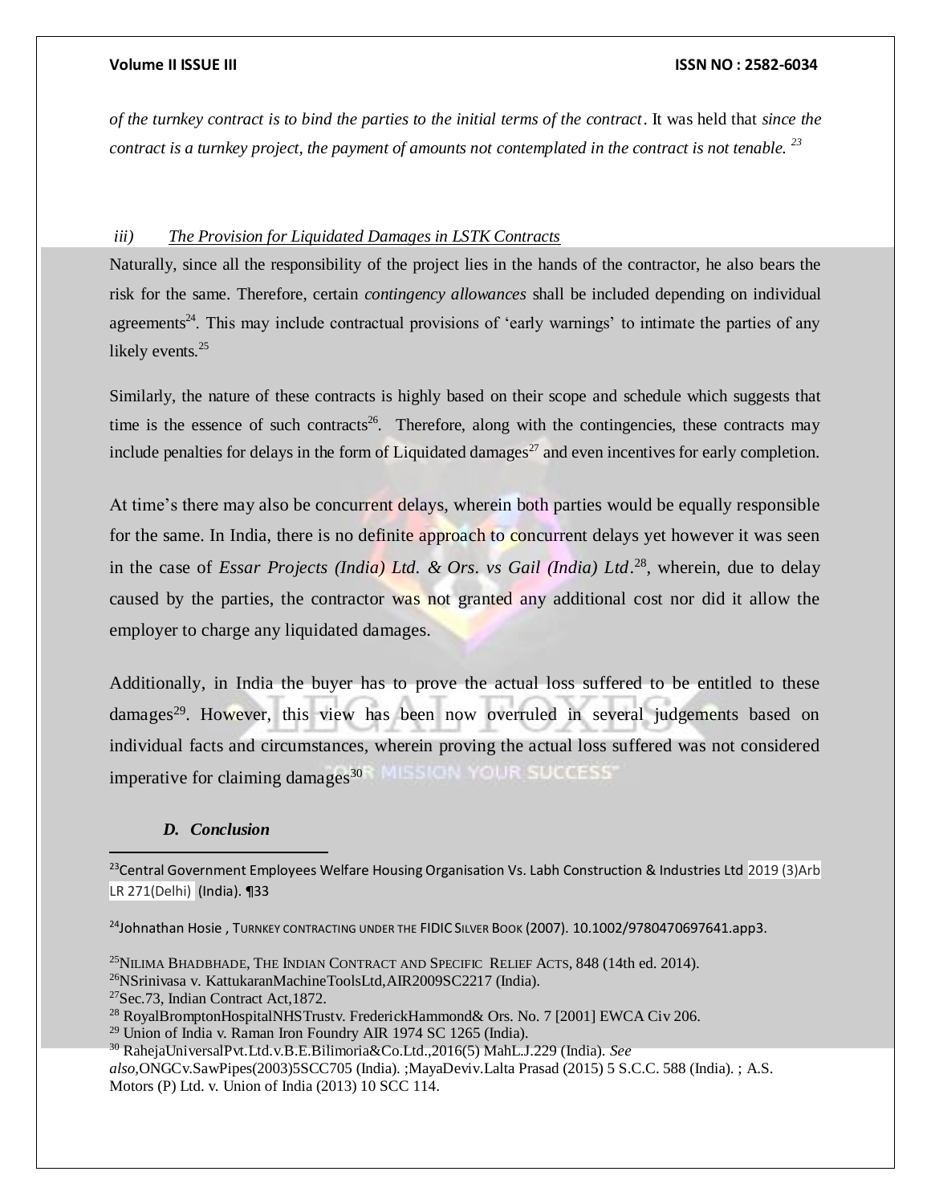*of the turnkey contract is to bind the parties to the initial terms of the contract*. It was held that *since the contract is a turnkey project, the payment of amounts not contemplated in the contract is not tenable.* [23]

### *iii)* *The Provision for Liquidated Damages in LSTK Contracts*

Naturally, since all the responsibility of the project lies in the hands of the contractor, he also bears the risk for the same. Therefore, certain *contingency allowances* shall be included depending on individual agreements[24]. This may include contractual provisions of 'early warnings' to intimate the parties of any likely events.[25]

Similarly, the nature of these contracts is highly based on their scope and schedule which suggests that time is the essence of such contracts[26]. Therefore, along with the contingencies, these contracts may include penalties for delays in the form of Liquidated damages[27] and even incentives for early completion.

At time's there may also be concurrent delays, wherein both parties would be equally responsible for the same. In India, there is no definite approach to concurrent delays yet however it was seen in the case of *Essar Projects (India) Ltd. & Ors. vs Gail (India) Ltd*.[28], wherein, due to delay caused by the parties, the contractor was not granted any additional cost nor did it allow the employer to charge any liquidated damages.

Additionally, in India the buyer has to prove the actual loss suffered to be entitled to these damages[29]. However, this view has been now overruled in several judgements based on individual facts and circumstances, wherein proving the actual loss suffered was not considered imperative for claiming damages[30]

## *D. Conclusion*

---

[23] Central Government Employees Welfare Housing Organisation Vs. Labh Construction & Industries Ltd 2019 (3)Arb LR 271(Delhi) (India). ¶33

[24] Johnathan Hosie , TURNKEY CONTRACTING UNDER THE FIDIC SILVER BOOK (2007). 10.1002/9780470697641.app3.

[25] NILIMA BHADBHADE, THE INDIAN CONTRACT AND SPECIFIC RELIEF ACTS, 848 (14th ed. 2014).

[26] NSrinivasa v. KattukaranMachineToolsLtd,AIR2009SC2217 (India).

[27] Sec.73, Indian Contract Act,1872.

[28] RoyalBromptonHospitalNHSTrustv. FrederickHammond& Ors. No. 7 [2001] EWCA Civ 206.

[29] Union of India v. Raman Iron Foundry AIR 1974 SC 1265 (India).

[30] RahejaUniversalPvt.Ltd.v.B.E.Bilimoria&Co.Ltd.,2016(5) MahL.J.229 (India). *See also*,ONGCv.SawPipes(2003)5SCC705 (India). ;MayaDeviv.Lalta Prasad (2015) 5 S.C.C. 588 (India). ; A.S. Motors (P) Ltd. v. Union of India (2013) 10 SCC 114.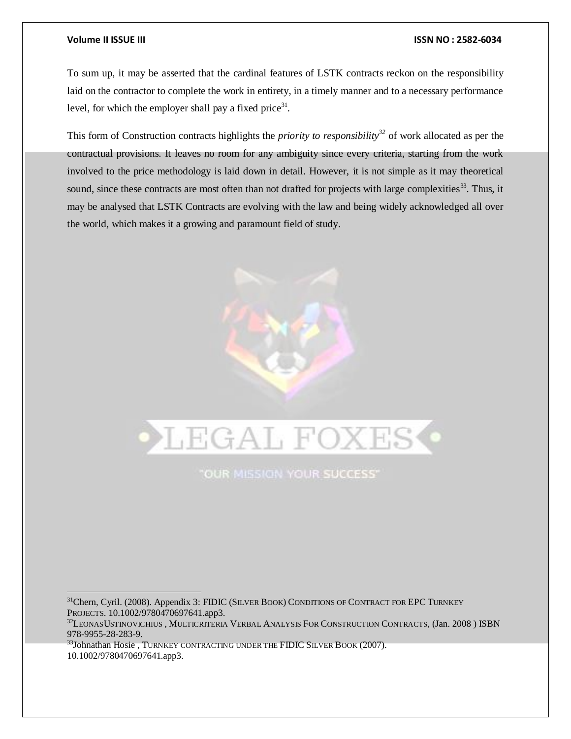To sum up, it may be asserted that the cardinal features of LSTK contracts reckon on the responsibility laid on the contractor to complete the work in entirety, in a timely manner and to a necessary performance level, for which the employer shall pay a fixed price[31].

This form of Construction contracts highlights the *priority to responsibility*[32] of work allocated as per the contractual provisions. It leaves no room for any ambiguity since every criteria, starting from the work involved to the price methodology is laid down in detail. However, it is not simple as it may theoretical sound, since these contracts are most often than not drafted for projects with large complexities[33]. Thus, it may be analysed that LSTK Contracts are evolving with the law and being widely acknowledged all over the world, which makes it a growing and paramount field of study.

---

[31]Chern, Cyril. (2008). Appendix 3: FIDIC (SILVER BOOK) CONDITIONS OF CONTRACT FOR EPC TURNKEY PROJECTS. 10.1002/9780470697641.app3.

[32]LEONASUSTINOVICHIUS , MULTICRITERIA VERBAL ANALYSIS FOR CONSTRUCTION CONTRACTS, (Jan. 2008 ) ISBN 978-9955-28-283-9.

[33]Johnathan Hosie , TURNKEY CONTRACTING UNDER THE FIDIC SILVER BOOK (2007). 10.1002/9780470697641.app3.